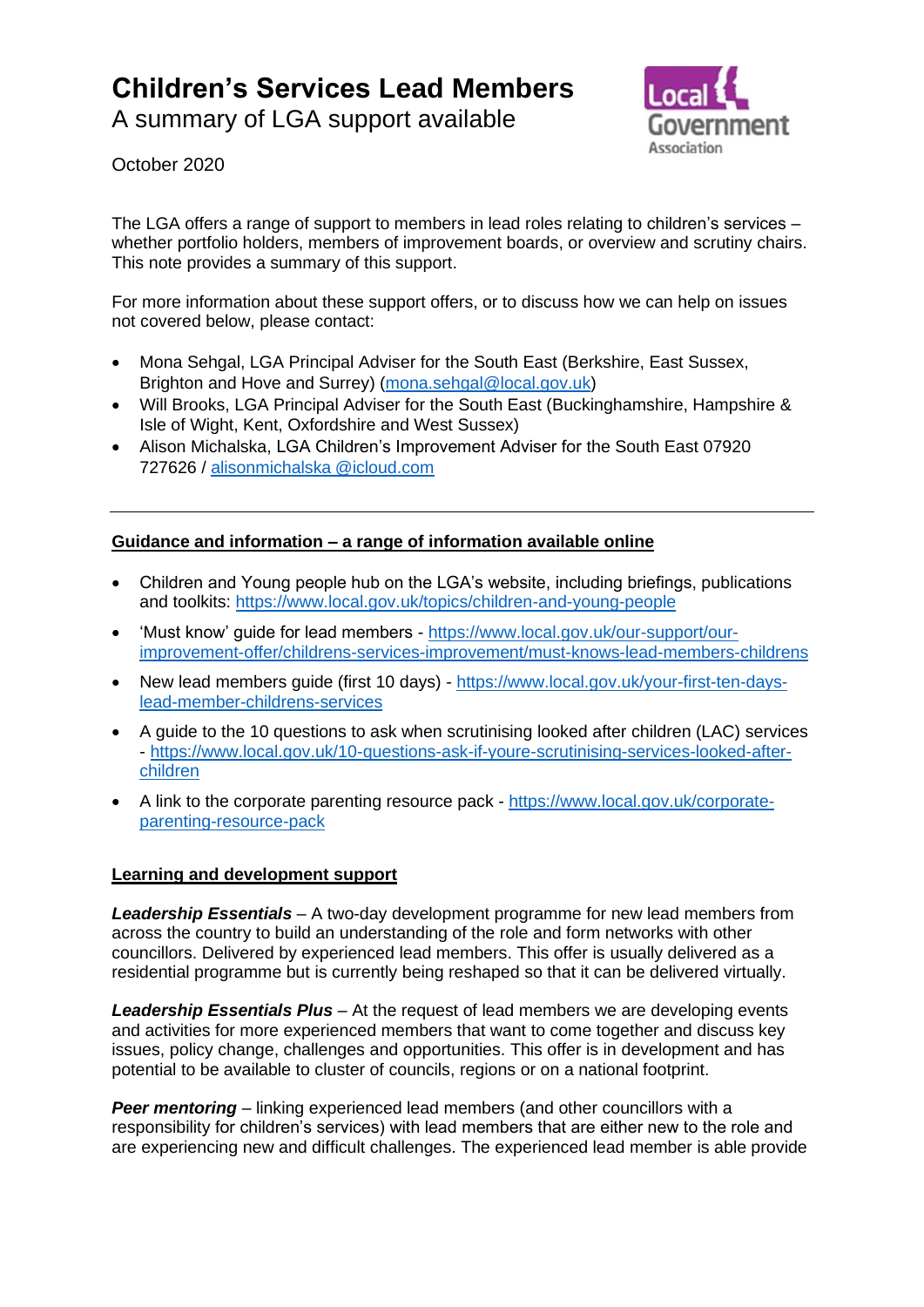# Children's Services Lead Members

A summary of LGA support available

October 2020

The LGA offers a range of support to members in lead roles relating to children's services – whether portfolio holders, members of improvement boards, or overview and scrutiny chairs. This note provides a summary of this support.

For more information about these support offers, or to discuss how we can help on issues not covered below, please contact:

- Mona Sehgal, LGA Principal Adviser for the South East (Berkshire, East Sussex, Brighton and Hove and Surrey) (mona.sehgal@local.gov.uk)
- Will Brooks, LGA Principal Adviser for the South East (Buckinghamshire, Hampshire & Isle of Wight, Kent, Oxfordshire and West Sussex)
- Alison Michalska, LGA Children's Improvement Adviser for the South East 07920 727626 / alisonmichalska @icloud.com

---

## Guidance and information – a range of information available online

- Children and Young people hub on the LGA's website, including briefings, publications and toolkits: https://www.local.gov.uk/topics/children-and-young-people
- 'Must know' guide for lead members - https://www.local.gov.uk/our-support/our-improvement-offer/childrens-services-improvement/must-knows-lead-members-childrens
- New lead members guide (first 10 days) - https://www.local.gov.uk/your-first-ten-days-lead-member-childrens-services
- A guide to the 10 questions to ask when scrutinising looked after children (LAC) services - https://www.local.gov.uk/10-questions-ask-if-youre-scrutinising-services-looked-after-children
- A link to the corporate parenting resource pack - https://www.local.gov.uk/corporate-parenting-resource-pack

## Learning and development support

***Leadership Essentials*** – A two-day development programme for new lead members from across the country to build an understanding of the role and form networks with other councillors. Delivered by experienced lead members. This offer is usually delivered as a residential programme but is currently being reshaped so that it can be delivered virtually.

***Leadership Essentials Plus*** – At the request of lead members we are developing events and activities for more experienced members that want to come together and discuss key issues, policy change, challenges and opportunities. This offer is in development and has potential to be available to cluster of councils, regions or on a national footprint.

***Peer mentoring*** – linking experienced lead members (and other councillors with a responsibility for children's services) with lead members that are either new to the role and are experiencing new and difficult challenges. The experienced lead member is able provide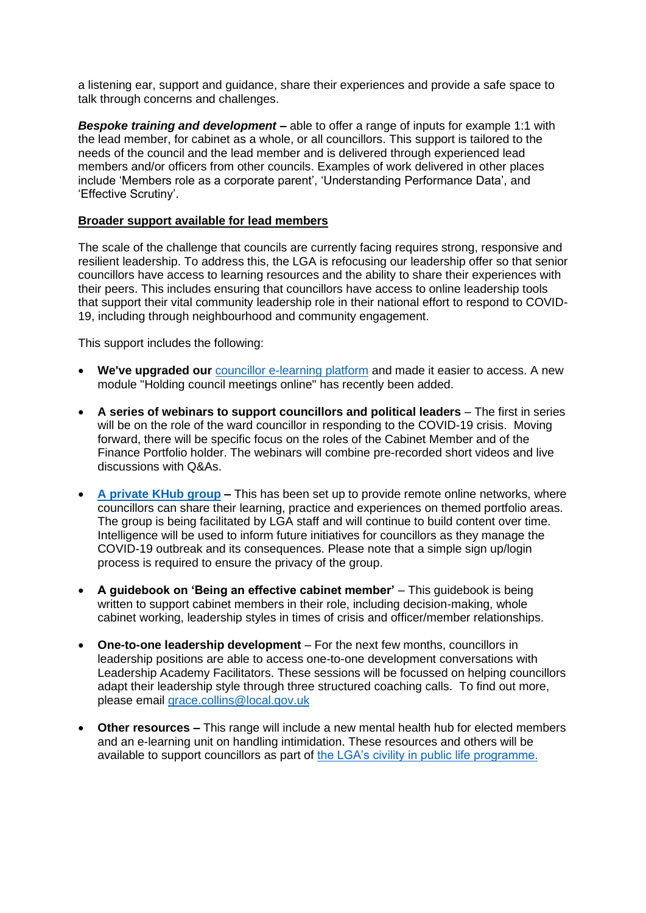a listening ear, support and guidance, share their experiences and provide a safe space to talk through concerns and challenges.

***Bespoke training and development –*** able to offer a range of inputs for example 1:1 with the lead member, for cabinet as a whole, or all councillors. This support is tailored to the needs of the council and the lead member and is delivered through experienced lead members and/or officers from other councils. Examples of work delivered in other places include 'Members role as a corporate parent', 'Understanding Performance Data', and 'Effective Scrutiny'.

**Broader support available for lead members**

The scale of the challenge that councils are currently facing requires strong, responsive and resilient leadership. To address this, the LGA is refocusing our leadership offer so that senior councillors have access to learning resources and the ability to share their experiences with their peers. This includes ensuring that councillors have access to online leadership tools that support their vital community leadership role in their national effort to respond to COVID-19, including through neighbourhood and community engagement.

This support includes the following:

- **We've upgraded our** councillor e-learning platform and made it easier to access. A new module "Holding council meetings online" has recently been added.

- **A series of webinars to support councillors and political leaders** – The first in series will be on the role of the ward councillor in responding to the COVID-19 crisis. Moving forward, there will be specific focus on the roles of the Cabinet Member and of the Finance Portfolio holder. The webinars will combine pre-recorded short videos and live discussions with Q&As.

- **A private KHub group –** This has been set up to provide remote online networks, where councillors can share their learning, practice and experiences on themed portfolio areas. The group is being facilitated by LGA staff and will continue to build content over time. Intelligence will be used to inform future initiatives for councillors as they manage the COVID-19 outbreak and its consequences. Please note that a simple sign up/login process is required to ensure the privacy of the group.

- **A guidebook on 'Being an effective cabinet member'** – This guidebook is being written to support cabinet members in their role, including decision-making, whole cabinet working, leadership styles in times of crisis and officer/member relationships.

- **One-to-one leadership development** – For the next few months, councillors in leadership positions are able to access one-to-one development conversations with Leadership Academy Facilitators. These sessions will be focussed on helping councillors adapt their leadership style through three structured coaching calls. To find out more, please email grace.collins@local.gov.uk

- **Other resources –** This range will include a new mental health hub for elected members and an e-learning unit on handling intimidation. These resources and others will be available to support councillors as part of the LGA's civility in public life programme.